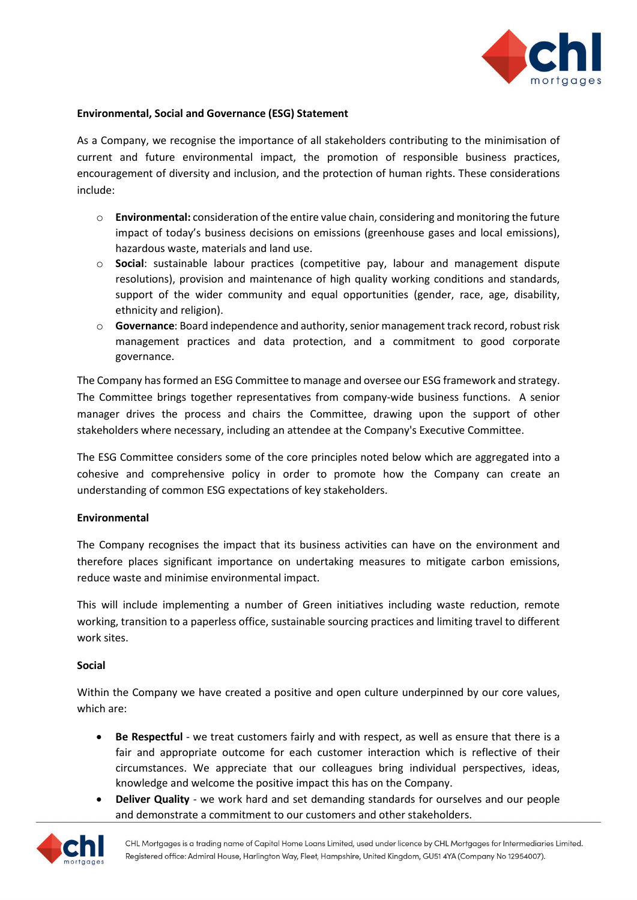## Environmental, Social and Governance (ESG) Statement

As a Company, we recognise the importance of all stakeholders contributing to the minimisation of current and future environmental impact, the promotion of responsible business practices, encouragement of diversity and inclusion, and the protection of human rights. These considerations include:

- **Environmental:** consideration of the entire value chain, considering and monitoring the future impact of today's business decisions on emissions (greenhouse gases and local emissions), hazardous waste, materials and land use.
- **Social**: sustainable labour practices (competitive pay, labour and management dispute resolutions), provision and maintenance of high quality working conditions and standards, support of the wider community and equal opportunities (gender, race, age, disability, ethnicity and religion).
- **Governance**: Board independence and authority, senior management track record, robust risk management practices and data protection, and a commitment to good corporate governance.

The Company has formed an ESG Committee to manage and oversee our ESG framework and strategy. The Committee brings together representatives from company-wide business functions. A senior manager drives the process and chairs the Committee, drawing upon the support of other stakeholders where necessary, including an attendee at the Company's Executive Committee.

The ESG Committee considers some of the core principles noted below which are aggregated into a cohesive and comprehensive policy in order to promote how the Company can create an understanding of common ESG expectations of key stakeholders.

### Environmental

The Company recognises the impact that its business activities can have on the environment and therefore places significant importance on undertaking measures to mitigate carbon emissions, reduce waste and minimise environmental impact.

This will include implementing a number of Green initiatives including waste reduction, remote working, transition to a paperless office, sustainable sourcing practices and limiting travel to different work sites.

### Social

Within the Company we have created a positive and open culture underpinned by our core values, which are:

- **Be Respectful** - we treat customers fairly and with respect, as well as ensure that there is a fair and appropriate outcome for each customer interaction which is reflective of their circumstances. We appreciate that our colleagues bring individual perspectives, ideas, knowledge and welcome the positive impact this has on the Company.
- **Deliver Quality** - we work hard and set demanding standards for ourselves and our people and demonstrate a commitment to our customers and other stakeholders.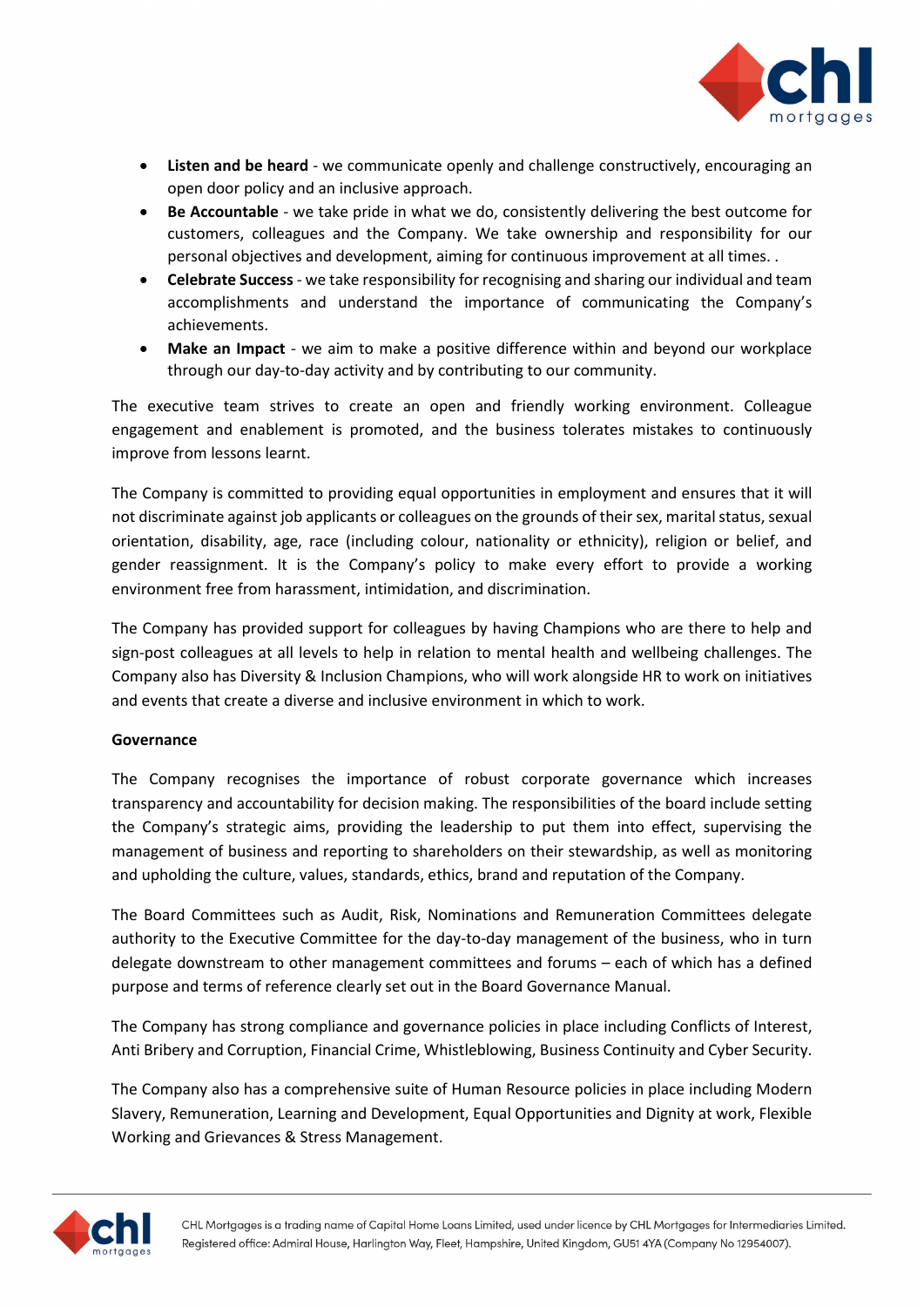- **Listen and be heard** - we communicate openly and challenge constructively, encouraging an open door policy and an inclusive approach.
- **Be Accountable** - we take pride in what we do, consistently delivering the best outcome for customers, colleagues and the Company. We take ownership and responsibility for our personal objectives and development, aiming for continuous improvement at all times. .
- **Celebrate Success** - we take responsibility for recognising and sharing our individual and team accomplishments and understand the importance of communicating the Company's achievements.
- **Make an Impact** - we aim to make a positive difference within and beyond our workplace through our day-to-day activity and by contributing to our community.

The executive team strives to create an open and friendly working environment. Colleague engagement and enablement is promoted, and the business tolerates mistakes to continuously improve from lessons learnt.

The Company is committed to providing equal opportunities in employment and ensures that it will not discriminate against job applicants or colleagues on the grounds of their sex, marital status, sexual orientation, disability, age, race (including colour, nationality or ethnicity), religion or belief, and gender reassignment. It is the Company's policy to make every effort to provide a working environment free from harassment, intimidation, and discrimination.

The Company has provided support for colleagues by having Champions who are there to help and sign-post colleagues at all levels to help in relation to mental health and wellbeing challenges. The Company also has Diversity & Inclusion Champions, who will work alongside HR to work on initiatives and events that create a diverse and inclusive environment in which to work.

**Governance**

The Company recognises the importance of robust corporate governance which increases transparency and accountability for decision making. The responsibilities of the board include setting the Company's strategic aims, providing the leadership to put them into effect, supervising the management of business and reporting to shareholders on their stewardship, as well as monitoring and upholding the culture, values, standards, ethics, brand and reputation of the Company.

The Board Committees such as Audit, Risk, Nominations and Remuneration Committees delegate authority to the Executive Committee for the day-to-day management of the business, who in turn delegate downstream to other management committees and forums – each of which has a defined purpose and terms of reference clearly set out in the Board Governance Manual.

The Company has strong compliance and governance policies in place including Conflicts of Interest, Anti Bribery and Corruption, Financial Crime, Whistleblowing, Business Continuity and Cyber Security.

The Company also has a comprehensive suite of Human Resource policies in place including Modern Slavery, Remuneration, Learning and Development, Equal Opportunities and Dignity at work, Flexible Working and Grievances & Stress Management.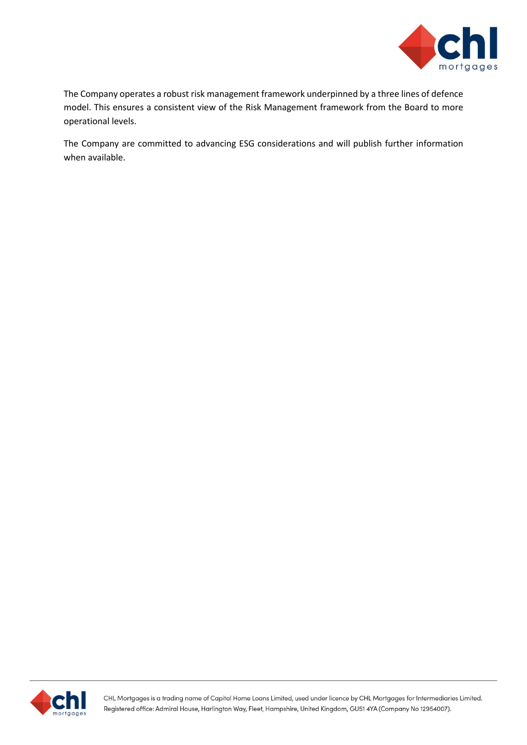The Company operates a robust risk management framework underpinned by a three lines of defence model. This ensures a consistent view of the Risk Management framework from the Board to more operational levels.

The Company are committed to advancing ESG considerations and will publish further information when available.